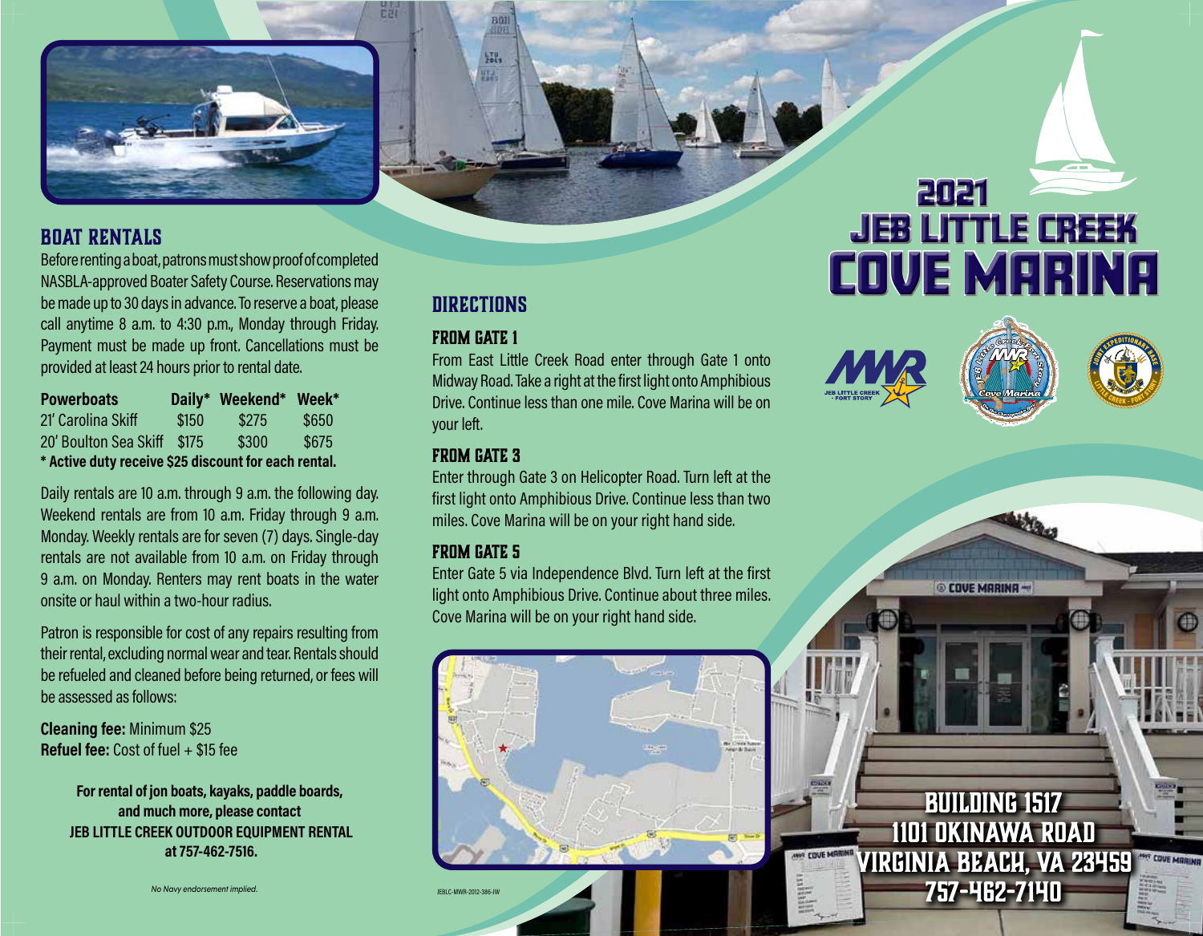# 2021 JEB LITTLE CREEK COVE MARINA

## BOAT RENTALS

Before renting a boat, patrons must show proof of completed NASBLA-approved Boater Safety Course. Reservations may be made up to 30 days in advance. To reserve a boat, please call anytime 8 a.m. to 4:30 p.m., Monday through Friday. Payment must be made up front. Cancellations must be provided at least 24 hours prior to rental date.

| Powerboats | Daily* | Weekend* | Week* |
|---|---|---|---|
| 21' Carolina Skiff | $150 | $275 | $650 |
| 20' Boulton Sea Skiff | $175 | $300 | $675 |

**\* Active duty receive $25 discount for each rental.**

Daily rentals are 10 a.m. through 9 a.m. the following day. Weekend rentals are from 10 a.m. Friday through 9 a.m. Monday. Weekly rentals are for seven (7) days. Single-day rentals are not available from 10 a.m. on Friday through 9 a.m. on Monday. Renters may rent boats in the water onsite or haul within a two-hour radius.

Patron is responsible for cost of any repairs resulting from their rental, excluding normal wear and tear. Rentals should be refueled and cleaned before being returned, or fees will be assessed as follows:

**Cleaning fee:** Minimum $25
**Refuel fee:** Cost of fuel + $15 fee

**For rental of jon boats, kayaks, paddle boards, and much more, please contact JEB LITTLE CREEK OUTDOOR EQUIPMENT RENTAL at 757-462-7516.**

*No Navy endorsement implied.*

## DIRECTIONS

### FROM GATE 1

From East Little Creek Road enter through Gate 1 onto Midway Road. Take a right at the first light onto Amphibious Drive. Continue less than one mile. Cove Marina will be on your left.

### FROM GATE 3

Enter through Gate 3 on Helicopter Road. Turn left at the first light onto Amphibious Drive. Continue less than two miles. Cove Marina will be on your right hand side.

### FROM GATE 5

Enter Gate 5 via Independence Blvd. Turn left at the first light onto Amphibious Drive. Continue about three miles. Cove Marina will be on your right hand side.

JEBLC-MWR-2012-386-JW

**BUILDING 1517**
**1101 OKINAWA ROAD**
**VIRGINIA BEACH, VA 23459**
**757-462-7140**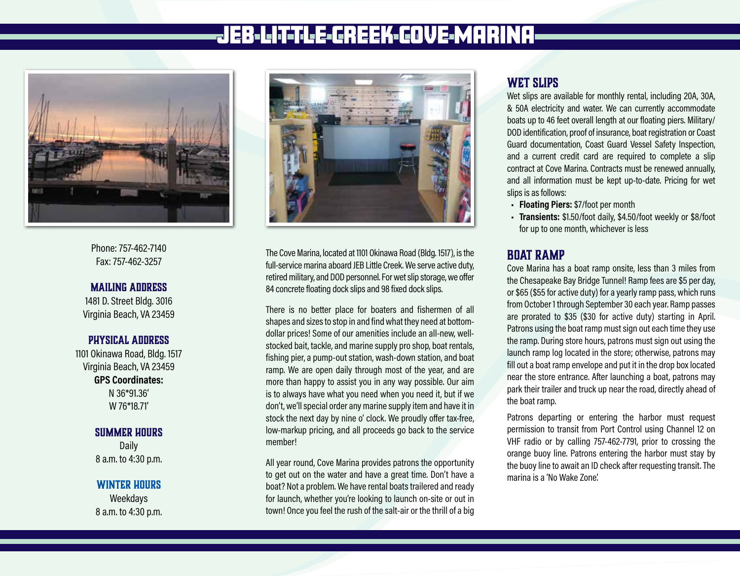# JEB LITTLE CREEK COVE MARINA

Phone: 757-462-7140
Fax: 757-462-3257

### MAILING ADDRESS

1481 D. Street Bldg. 3016
Virginia Beach, VA 23459

### PHYSICAL ADDRESS

1101 Okinawa Road, Bldg. 1517
Virginia Beach, VA 23459
**GPS Coordinates:**
N 36*91.36'
W 76*18.71'

### SUMMER HOURS

Daily
8 a.m. to 4:30 p.m.

### WINTER HOURS

Weekdays
8 a.m. to 4:30 p.m.

The Cove Marina, located at 1101 Okinawa Road (Bldg. 1517), is the full-service marina aboard JEB Little Creek. We serve active duty, retired military, and DOD personnel. For wet slip storage, we offer 84 concrete floating dock slips and 98 fixed dock slips.

There is no better place for boaters and fishermen of all shapes and sizes to stop in and find what they need at bottom-dollar prices! Some of our amenities include an all-new, well-stocked bait, tackle, and marine supply pro shop, boat rentals, fishing pier, a pump-out station, wash-down station, and boat ramp. We are open daily through most of the year, and are more than happy to assist you in any way possible. Our aim is to always have what you need when you need it, but if we don't, we'll special order any marine supply item and have it in stock the next day by nine o' clock. We proudly offer tax-free, low-markup pricing, and all proceeds go back to the service member!

All year round, Cove Marina provides patrons the opportunity to get out on the water and have a great time. Don't have a boat? Not a problem. We have rental boats trailered and ready for launch, whether you're looking to launch on-site or out in town! Once you feel the rush of the salt-air or the thrill of a big

### WET SLIPS

Wet slips are available for monthly rental, including 20A, 30A, & 50A electricity and water. We can currently accommodate boats up to 46 feet overall length at our floating piers. Military/DOD identification, proof of insurance, boat registration or Coast Guard documentation, Coast Guard Vessel Safety Inspection, and a current credit card are required to complete a slip contract at Cove Marina. Contracts must be renewed annually, and all information must be kept up-to-date. Pricing for wet slips is as follows:

- **Floating Piers:** $7/foot per month
- **Transients:** $1.50/foot daily, $4.50/foot weekly or $8/foot for up to one month, whichever is less

### BOAT RAMP

Cove Marina has a boat ramp onsite, less than 3 miles from the Chesapeake Bay Bridge Tunnel! Ramp fees are $5 per day, or $65 ($55 for active duty) for a yearly ramp pass, which runs from October 1 through September 30 each year. Ramp passes are prorated to $35 ($30 for active duty) starting in April. Patrons using the boat ramp must sign out each time they use the ramp. During store hours, patrons must sign out using the launch ramp log located in the store; otherwise, patrons may fill out a boat ramp envelope and put it in the drop box located near the store entrance. After launching a boat, patrons may park their trailer and truck up near the road, directly ahead of the boat ramp.

Patrons departing or entering the harbor must request permission to transit from Port Control using Channel 12 on VHF radio or by calling 757-462-7791, prior to crossing the orange buoy line. Patrons entering the harbor must stay by the buoy line to await an ID check after requesting transit. The marina is a 'No Wake Zone'.